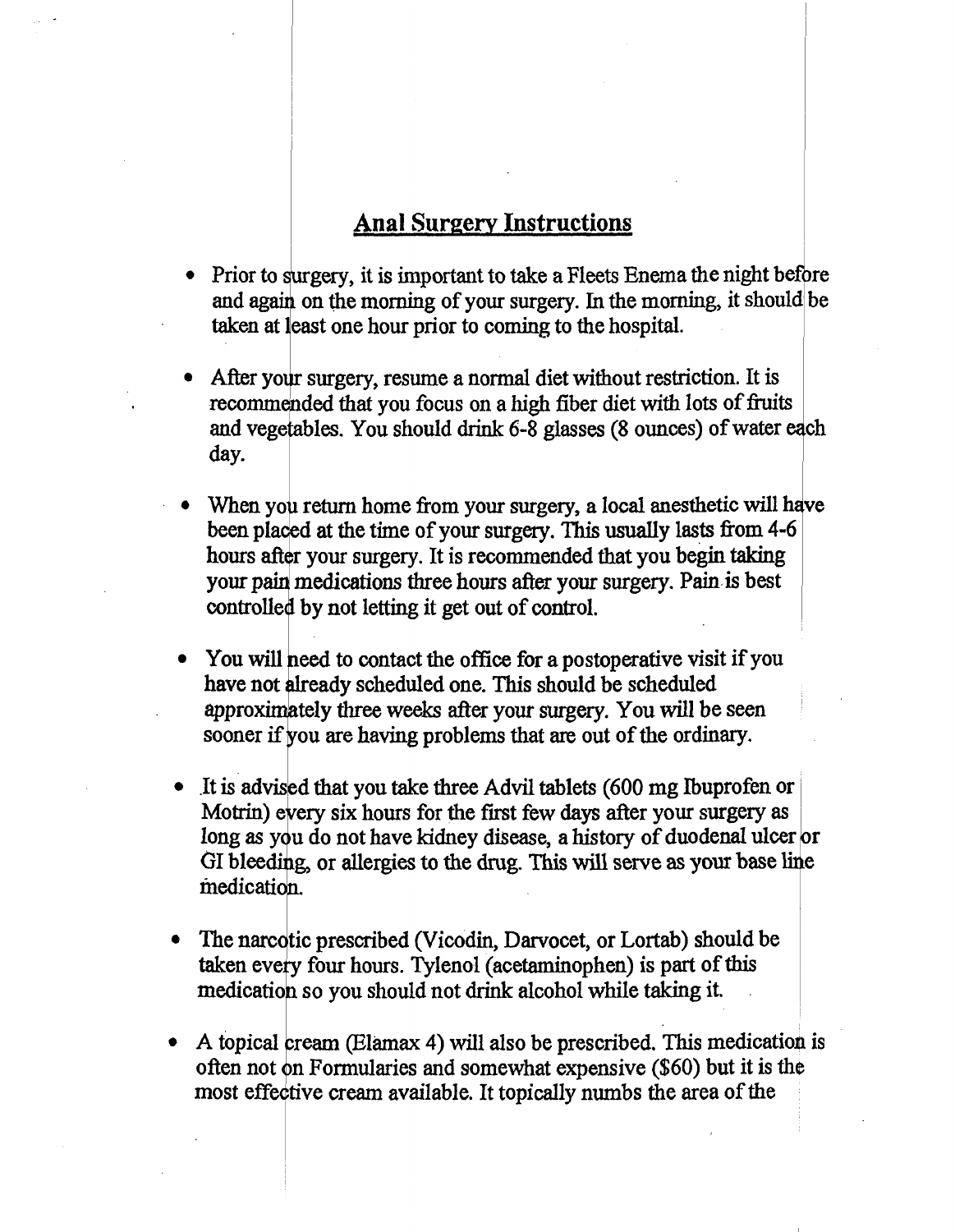## Anal Surgery Instructions

- Prior to surgery, it is important to take a Fleets Enema the night before and again on the morning of your surgery. In the morning, it should be taken at least one hour prior to coming to the hospital.

- After your surgery, resume a normal diet without restriction. It is recommended that you focus on a high fiber diet with lots of fruits and vegetables. You should drink 6-8 glasses (8 ounces) of water each day.

- When you return home from your surgery, a local anesthetic will have been placed at the time of your surgery. This usually lasts from 4-6 hours after your surgery. It is recommended that you begin taking your pain medications three hours after your surgery. Pain is best controlled by not letting it get out of control.

- You will need to contact the office for a postoperative visit if you have not already scheduled one. This should be scheduled approximately three weeks after your surgery. You will be seen sooner if you are having problems that are out of the ordinary.

- It is advised that you take three Advil tablets (600 mg Ibuprofen or Motrin) every six hours for the first few days after your surgery as long as you do not have kidney disease, a history of duodenal ulcer or GI bleeding, or allergies to the drug. This will serve as your base line medication.

- The narcotic prescribed (Vicodin, Darvocet, or Lortab) should be taken every four hours. Tylenol (acetaminophen) is part of this medication so you should not drink alcohol while taking it.

- A topical cream (Elamax 4) will also be prescribed. This medication is often not on Formularies and somewhat expensive ($60) but it is the most effective cream available. It topically numbs the area of the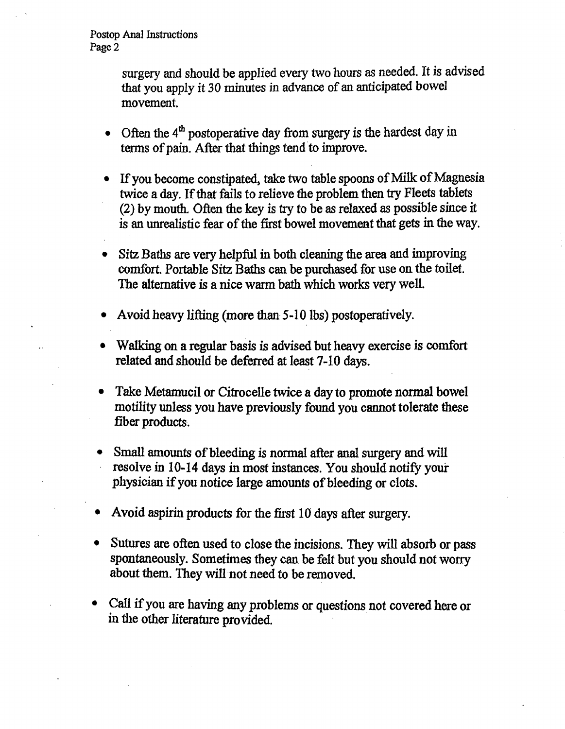surgery and should be applied every two hours as needed. It is advised that you apply it 30 minutes in advance of an anticipated bowel movement.

- Often the 4th postoperative day from surgery is the hardest day in terms of pain. After that things tend to improve.

- If you become constipated, take two table spoons of Milk of Magnesia twice a day. If that fails to relieve the problem then try Fleets tablets (2) by mouth. Often the key is try to be as relaxed as possible since it is an unrealistic fear of the first bowel movement that gets in the way.

- Sitz Baths are very helpful in both cleaning the area and improving comfort. Portable Sitz Baths can be purchased for use on the toilet. The alternative is a nice warm bath which works very well.

- Avoid heavy lifting (more than 5-10 lbs) postoperatively.

- Walking on a regular basis is advised but heavy exercise is comfort related and should be deferred at least 7-10 days.

- Take Metamucil or Citrocelle twice a day to promote normal bowel motility unless you have previously found you cannot tolerate these fiber products.

- Small amounts of bleeding is normal after anal surgery and will resolve in 10-14 days in most instances. You should notify your physician if you notice large amounts of bleeding or clots.

- Avoid aspirin products for the first 10 days after surgery.

- Sutures are often used to close the incisions. They will absorb or pass spontaneously. Sometimes they can be felt but you should not worry about them. They will not need to be removed.

- Call if you are having any problems or questions not covered here or in the other literature provided.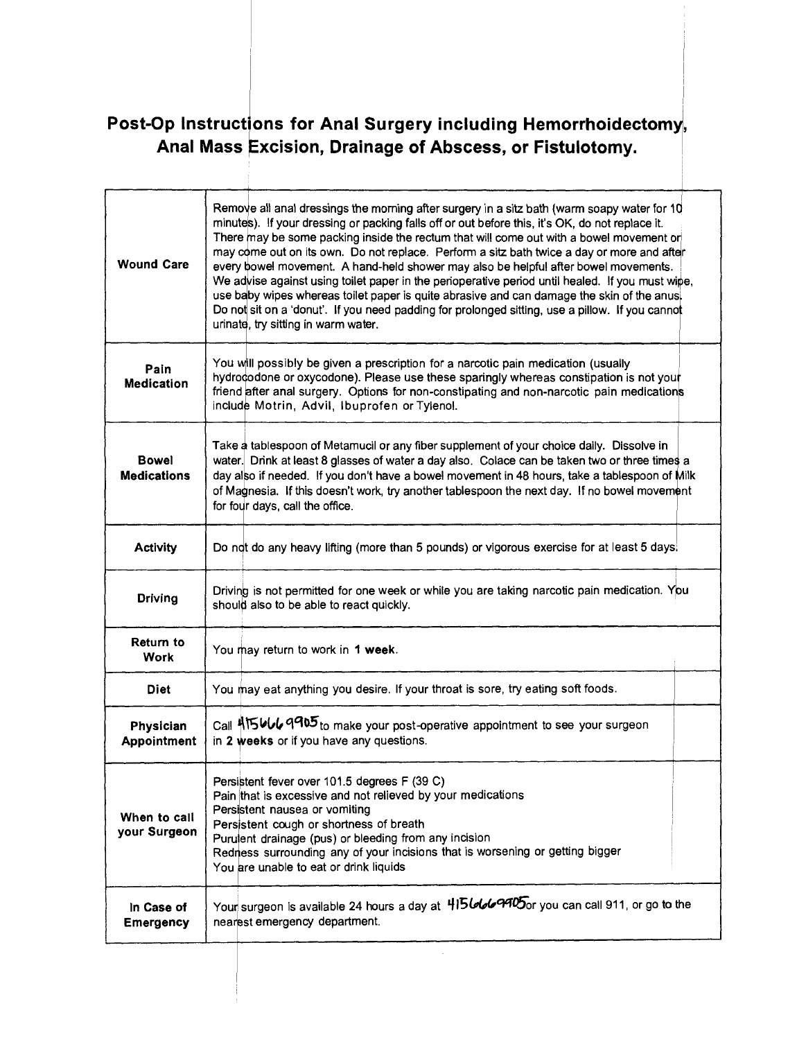# Post-Op Instructions for Anal Surgery including Hemorrhoidectomy, Anal Mass Excision, Drainage of Abscess, or Fistulotomy.

| | |
|---|---|
| **Wound Care** | Remove all anal dressings the morning after surgery in a sitz bath (warm soapy water for 10 minutes). If your dressing or packing falls off or out before this, it's OK, do not replace it. There may be some packing inside the rectum that will come out with a bowel movement or may come out on its own. Do not replace. Perform a sitz bath twice a day or more and after every bowel movement. A hand-held shower may also be helpful after bowel movements. We advise against using toilet paper in the perioperative period until healed. If you must wipe, use baby wipes whereas toilet paper is quite abrasive and can damage the skin of the anus. Do not sit on a 'donut'. If you need padding for prolonged sitting, use a pillow. If you cannot urinate, try sitting in warm water. |
| **Pain Medication** | You will possibly be given a prescription for a narcotic pain medication (usually hydrocodone or oxycodone). Please use these sparingly whereas constipation is not your friend after anal surgery. Options for non-constipating and non-narcotic pain medications include Motrin, Advil, Ibuprofen or Tylenol. |
| **Bowel Medications** | Take a tablespoon of Metamucil or any fiber supplement of your choice daily. Dissolve in water. Drink at least 8 glasses of water a day also. Colace can be taken two or three times a day also if needed. If you don't have a bowel movement in 48 hours, take a tablespoon of Milk of Magnesia. If this doesn't work, try another tablespoon the next day. If no bowel movement for four days, call the office. |
| **Activity** | Do not do any heavy lifting (more than 5 pounds) or vigorous exercise for at least 5 days. |
| **Driving** | Driving is not permitted for one week or while you are taking narcotic pain medication. You should also to be able to react quickly. |
| **Return to Work** | You may return to work in **1 week**. |
| **Diet** | You may eat anything you desire. If your throat is sore, try eating soft foods. |
| **Physician Appointment** | Call 4156669905 to make your post-operative appointment to see your surgeon in **2 weeks** or if you have any questions. |
| **When to call your Surgeon** | Persistent fever over 101.5 degrees F (39 C)<br>Pain that is excessive and not relieved by your medications<br>Persistent nausea or vomiting<br>Persistent cough or shortness of breath<br>Purulent drainage (pus) or bleeding from any incision<br>Redness surrounding any of your incisions that is worsening or getting bigger<br>You are unable to eat or drink liquids |
| **In Case of Emergency** | Your surgeon is available 24 hours a day at 4156669905 or you can call 911, or go to the nearest emergency department. |